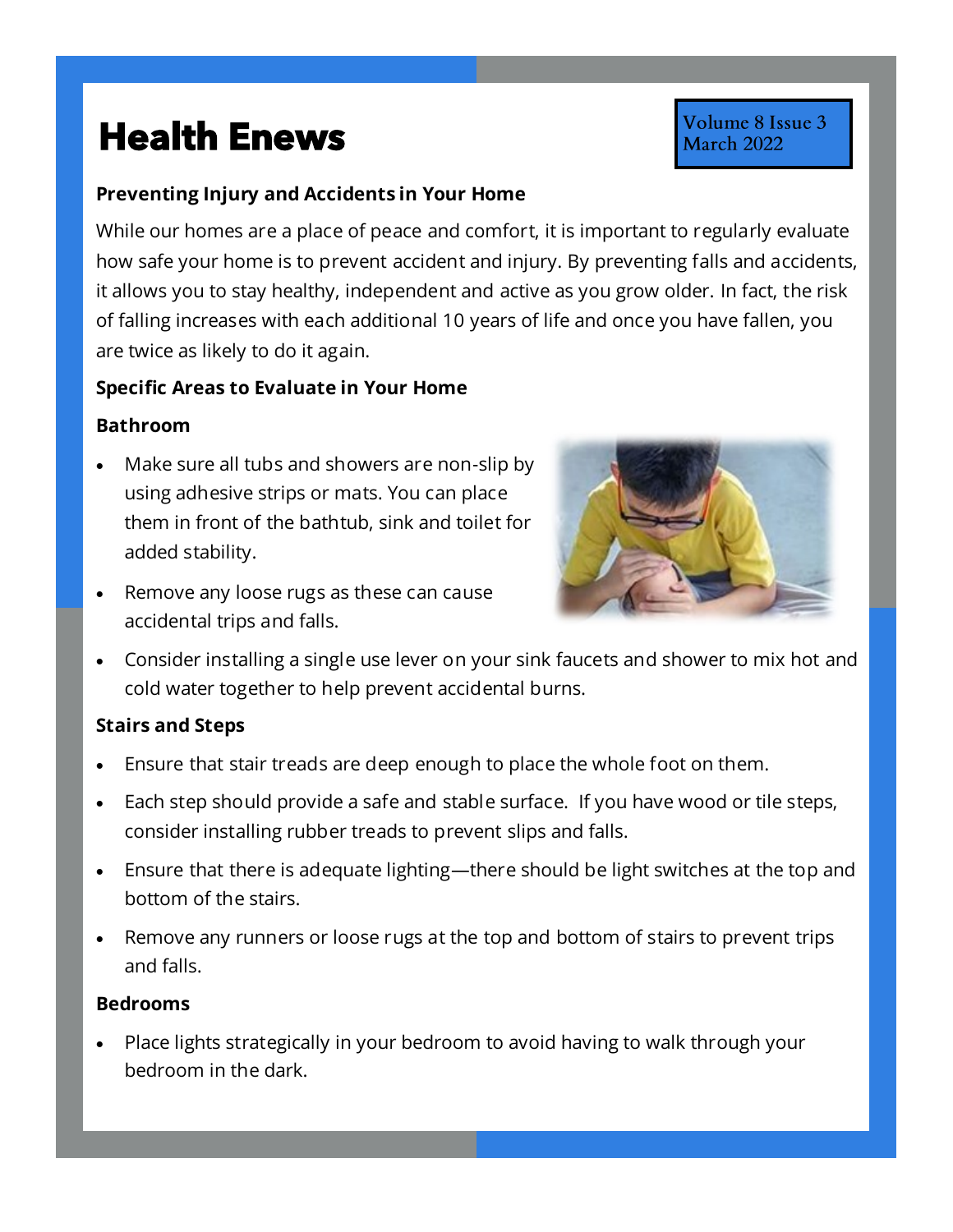# Health Enews

Volume 8 Issue 3
March 2022

**Preventing Injury and Accidents in Your Home**

While our homes are a place of peace and comfort, it is important to regularly evaluate how safe your home is to prevent accident and injury. By preventing falls and accidents, it allows you to stay healthy, independent and active as you grow older. In fact, the risk of falling increases with each additional 10 years of life and once you have fallen, you are twice as likely to do it again.

**Specific Areas to Evaluate in Your Home**

**Bathroom**

- Make sure all tubs and showers are non-slip by using adhesive strips or mats. You can place them in front of the bathtub, sink and toilet for added stability.
- Remove any loose rugs as these can cause accidental trips and falls.
- Consider installing a single use lever on your sink faucets and shower to mix hot and cold water together to help prevent accidental burns.

**Stairs and Steps**

- Ensure that stair treads are deep enough to place the whole foot on them.
- Each step should provide a safe and stable surface. If you have wood or tile steps, consider installing rubber treads to prevent slips and falls.
- Ensure that there is adequate lighting—there should be light switches at the top and bottom of the stairs.
- Remove any runners or loose rugs at the top and bottom of stairs to prevent trips and falls.

**Bedrooms**

- Place lights strategically in your bedroom to avoid having to walk through your bedroom in the dark.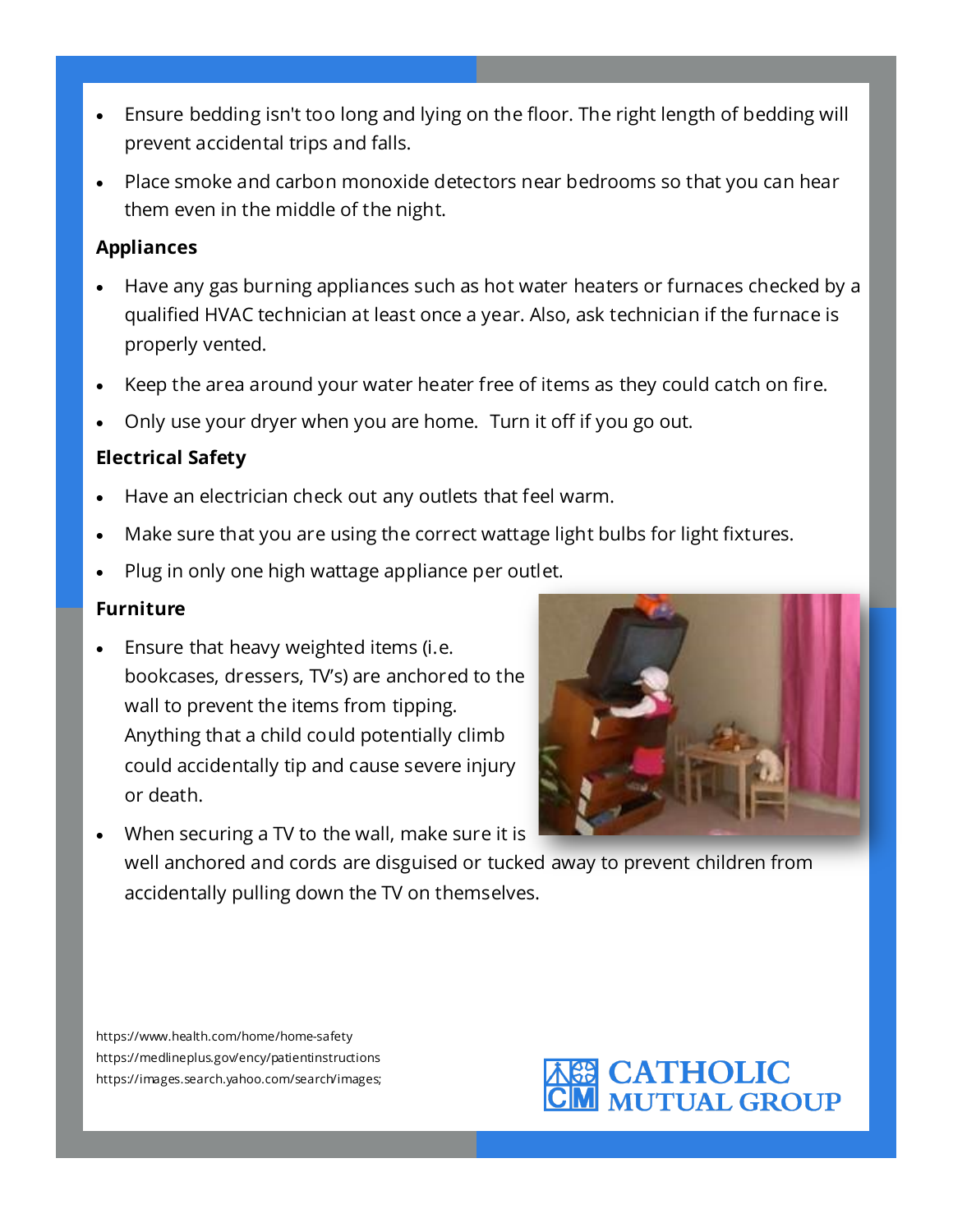- Ensure bedding isn't too long and lying on the floor. The right length of bedding will prevent accidental trips and falls.
- Place smoke and carbon monoxide detectors near bedrooms so that you can hear them even in the middle of the night.

**Appliances**

- Have any gas burning appliances such as hot water heaters or furnaces checked by a qualified HVAC technician at least once a year. Also, ask technician if the furnace is properly vented.
- Keep the area around your water heater free of items as they could catch on fire.
- Only use your dryer when you are home. Turn it off if you go out.

**Electrical Safety**

- Have an electrician check out any outlets that feel warm.
- Make sure that you are using the correct wattage light bulbs for light fixtures.
- Plug in only one high wattage appliance per outlet.

**Furniture**

- Ensure that heavy weighted items (i.e. bookcases, dressers, TV's) are anchored to the wall to prevent the items from tipping. Anything that a child could potentially climb could accidentally tip and cause severe injury or death.
- When securing a TV to the wall, make sure it is well anchored and cords are disguised or tucked away to prevent children from accidentally pulling down the TV on themselves.

https://www.health.com/home/home-safety
https://medlineplus.gov/ency/patientinstructions
https://images.search.yahoo.com/search/images;

CATHOLIC MUTUAL GROUP